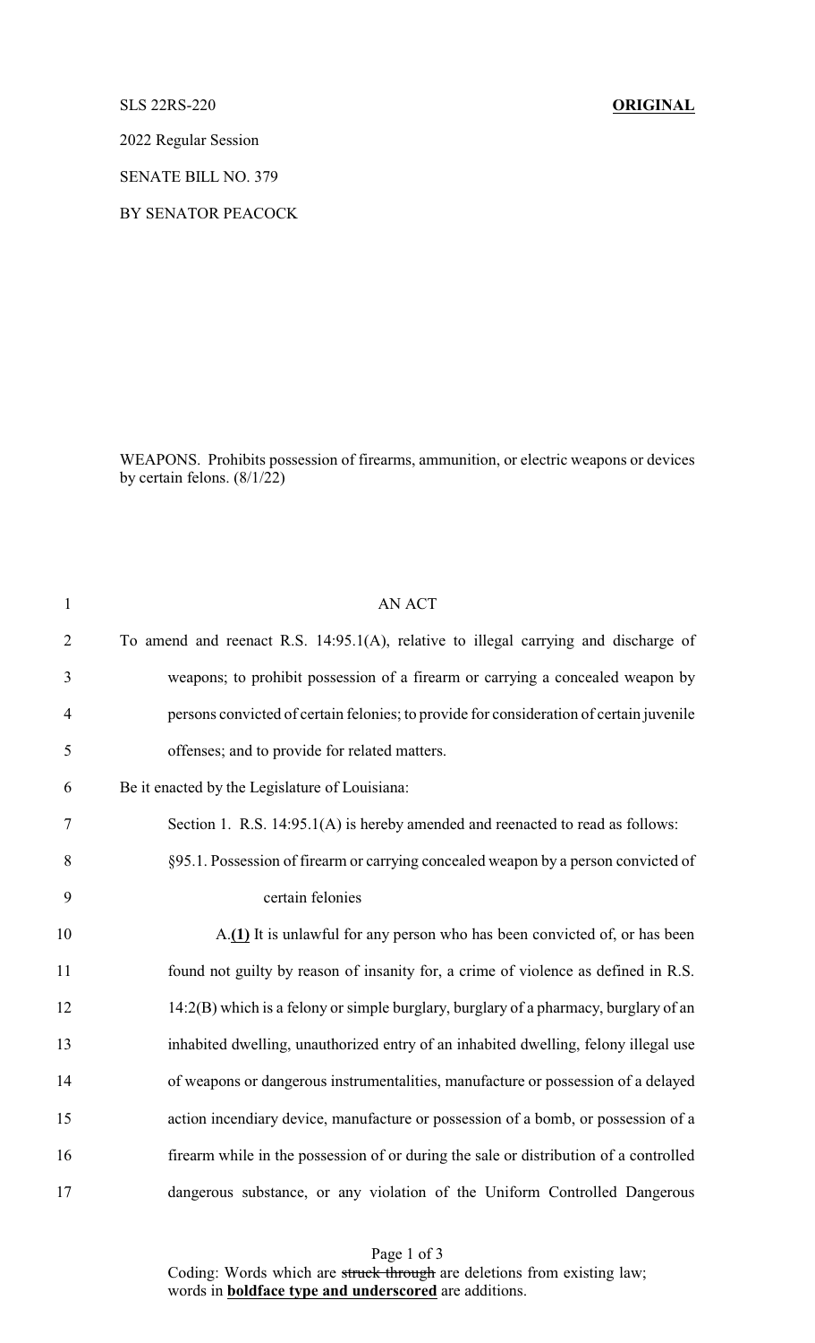SLS 22RS-220 **ORIGINAL**

2022 Regular Session

SENATE BILL NO. 379

BY SENATOR PEACOCK

WEAPONS. Prohibits possession of firearms, ammunition, or electric weapons or devices by certain felons. (8/1/22)

AN ACT

To amend and reenact R.S. 14:95.1(A), relative to illegal carrying and discharge of weapons; to prohibit possession of a firearm or carrying a concealed weapon by persons convicted of certain felonies; to provide for consideration of certain juvenile offenses; and to provide for related matters.

Be it enacted by the Legislature of Louisiana:

Section 1. R.S. 14:95.1(A) is hereby amended and reenacted to read as follows:

§95.1. Possession of firearm or carrying concealed weapon by a person convicted of certain felonies

A.**(1)** It is unlawful for any person who has been convicted of, or has been found not guilty by reason of insanity for, a crime of violence as defined in R.S. 14:2(B) which is a felony or simple burglary, burglary of a pharmacy, burglary of an inhabited dwelling, unauthorized entry of an inhabited dwelling, felony illegal use of weapons or dangerous instrumentalities, manufacture or possession of a delayed action incendiary device, manufacture or possession of a bomb, or possession of a firearm while in the possession of or during the sale or distribution of a controlled dangerous substance, or any violation of the Uniform Controlled Dangerous

Coding: Words which are ~~struck through~~ are deletions from existing law; words in **boldface type and underscored** are additions.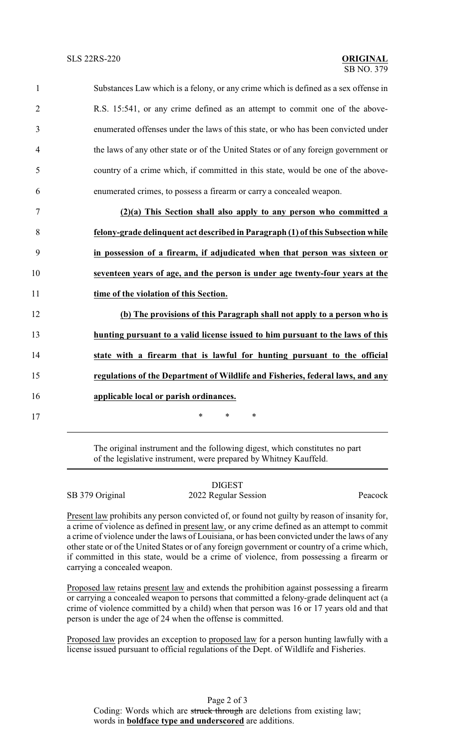Substances Law which is a felony, or any crime which is defined as a sex offense in R.S. 15:541, or any crime defined as an attempt to commit one of the above-enumerated offenses under the laws of this state, or who has been convicted under the laws of any other state or of the United States or of any foreign government or country of a crime which, if committed in this state, would be one of the above-enumerated crimes, to possess a firearm or carry a concealed weapon.

**(2)(a) This Section shall also apply to any person who committed a felony-grade delinquent act described in Paragraph (1) of this Subsection while in possession of a firearm, if adjudicated when that person was sixteen or seventeen years of age, and the person is under age twenty-four years at the time of the violation of this Section.**

**(b) The provisions of this Paragraph shall not apply to a person who is hunting pursuant to a valid license issued to him pursuant to the laws of this state with a firearm that is lawful for hunting pursuant to the official regulations of the Department of Wildlife and Fisheries, federal laws, and any applicable local or parish ordinances.**

\* \* \*

---

The original instrument and the following digest, which constitutes no part of the legislative instrument, were prepared by Whitney Kauffeld.

---

DIGEST

SB 379 Original — 2022 Regular Session — Peacock

Present law prohibits any person convicted of, or found not guilty by reason of insanity for, a crime of violence as defined in present law, or any crime defined as an attempt to commit a crime of violence under the laws of Louisiana, or has been convicted under the laws of any other state or of the United States or of any foreign government or country of a crime which, if committed in this state, would be a crime of violence, from possessing a firearm or carrying a concealed weapon.

Proposed law retains present law and extends the prohibition against possessing a firearm or carrying a concealed weapon to persons that committed a felony-grade delinquent act (a crime of violence committed by a child) when that person was 16 or 17 years old and that person is under the age of 24 when the offense is committed.

Proposed law provides an exception to proposed law for a person hunting lawfully with a license issued pursuant to official regulations of the Dept. of Wildlife and Fisheries.

Coding: Words which are ~~struck through~~ are deletions from existing law; words in **boldface type and underscored** are additions.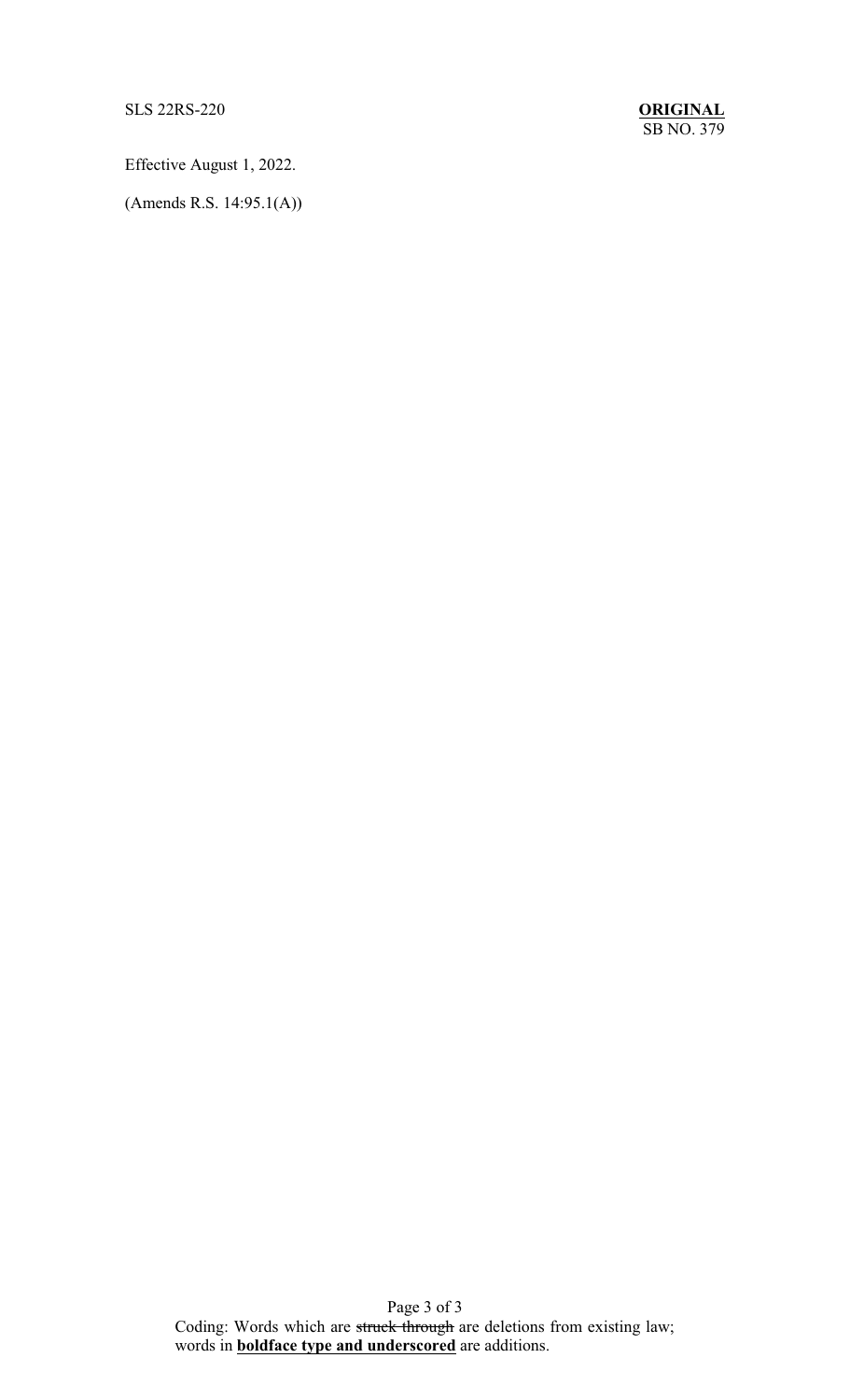Effective August 1, 2022.

(Amends R.S. 14:95.1(A))